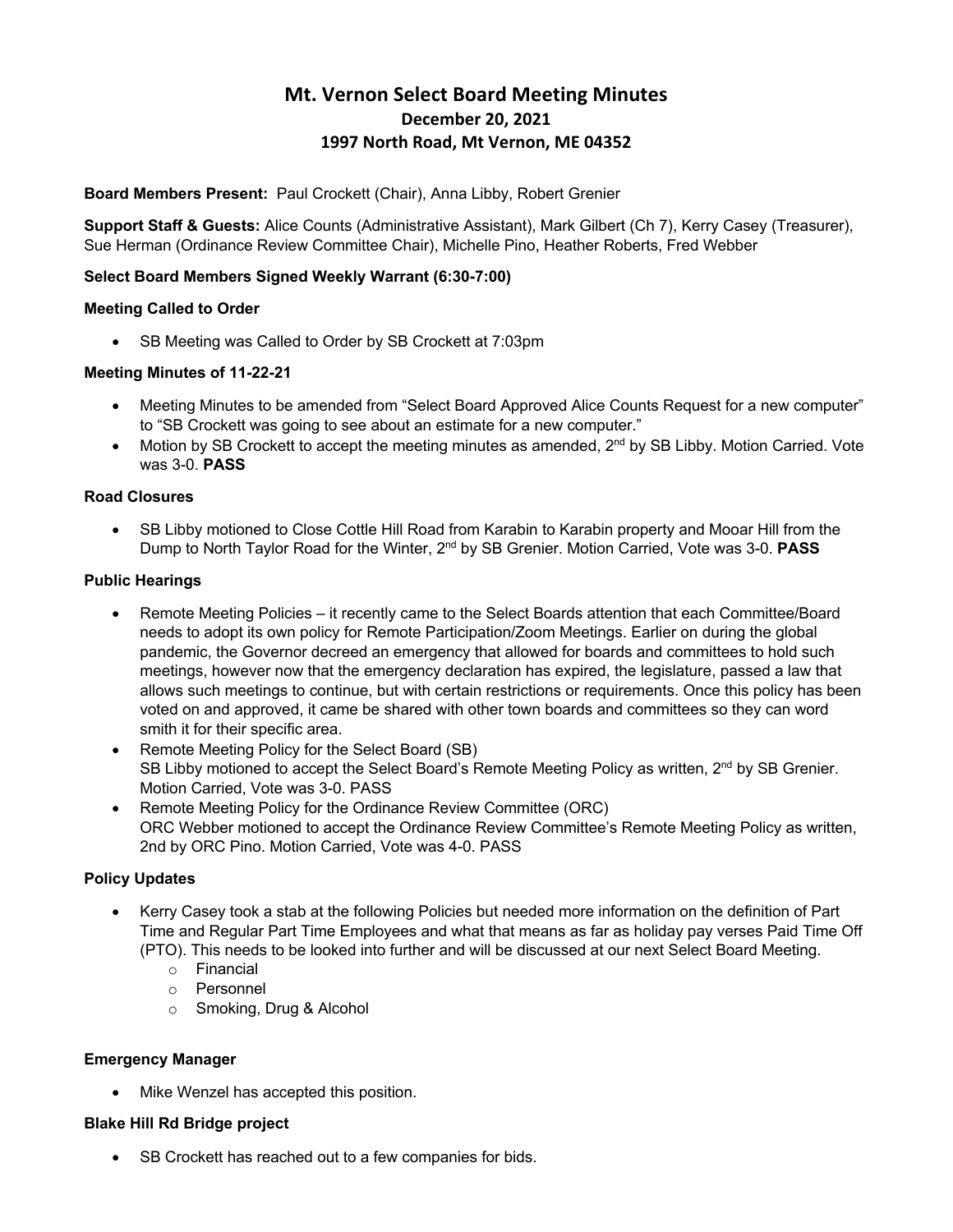# Mt. Vernon Select Board Meeting Minutes

## December 20, 2021

## 1997 North Road, Mt Vernon, ME 04352

**Board Members Present:** Paul Crockett (Chair), Anna Libby, Robert Grenier

**Support Staff & Guests:** Alice Counts (Administrative Assistant), Mark Gilbert (Ch 7), Kerry Casey (Treasurer), Sue Herman (Ordinance Review Committee Chair), Michelle Pino, Heather Roberts, Fred Webber

**Select Board Members Signed Weekly Warrant (6:30-7:00)**

**Meeting Called to Order**

- SB Meeting was Called to Order by SB Crockett at 7:03pm

**Meeting Minutes of 11-22-21**

- Meeting Minutes to be amended from "Select Board Approved Alice Counts Request for a new computer" to "SB Crockett was going to see about an estimate for a new computer."
- Motion by SB Crockett to accept the meeting minutes as amended, 2nd by SB Libby. Motion Carried. Vote was 3-0. **PASS**

**Road Closures**

- SB Libby motioned to Close Cottle Hill Road from Karabin to Karabin property and Mooar Hill from the Dump to North Taylor Road for the Winter, 2nd by SB Grenier. Motion Carried, Vote was 3-0. **PASS**

**Public Hearings**

- Remote Meeting Policies – it recently came to the Select Boards attention that each Committee/Board needs to adopt its own policy for Remote Participation/Zoom Meetings. Earlier on during the global pandemic, the Governor decreed an emergency declaration that allowed for boards and committees to hold such meetings, however now that the emergency declaration has expired, the legislature, passed a law that allows such meetings to continue, but with certain restrictions or requirements. Once this policy has been voted on and approved, it came be shared with other town boards and committees so they can word smith it for their specific area.
- Remote Meeting Policy for the Select Board (SB)
  SB Libby motioned to accept the Select Board's Remote Meeting Policy as written, 2nd by SB Grenier. Motion Carried, Vote was 3-0. PASS
- Remote Meeting Policy for the Ordinance Review Committee (ORC)
  ORC Webber motioned to accept the Ordinance Review Committee's Remote Meeting Policy as written, 2nd by ORC Pino. Motion Carried, Vote was 4-0. PASS

**Policy Updates**

- Kerry Casey took a stab at the following Policies but needed more information on the definition of Part Time and Regular Part Time Employees and what that means as far as holiday pay verses Paid Time Off (PTO). This needs to be looked into further and will be discussed at our next Select Board Meeting.
  - Financial
  - Personnel
  - Smoking, Drug & Alcohol

**Emergency Manager**

- Mike Wenzel has accepted this position.

**Blake Hill Rd Bridge project**

- SB Crockett has reached out to a few companies for bids.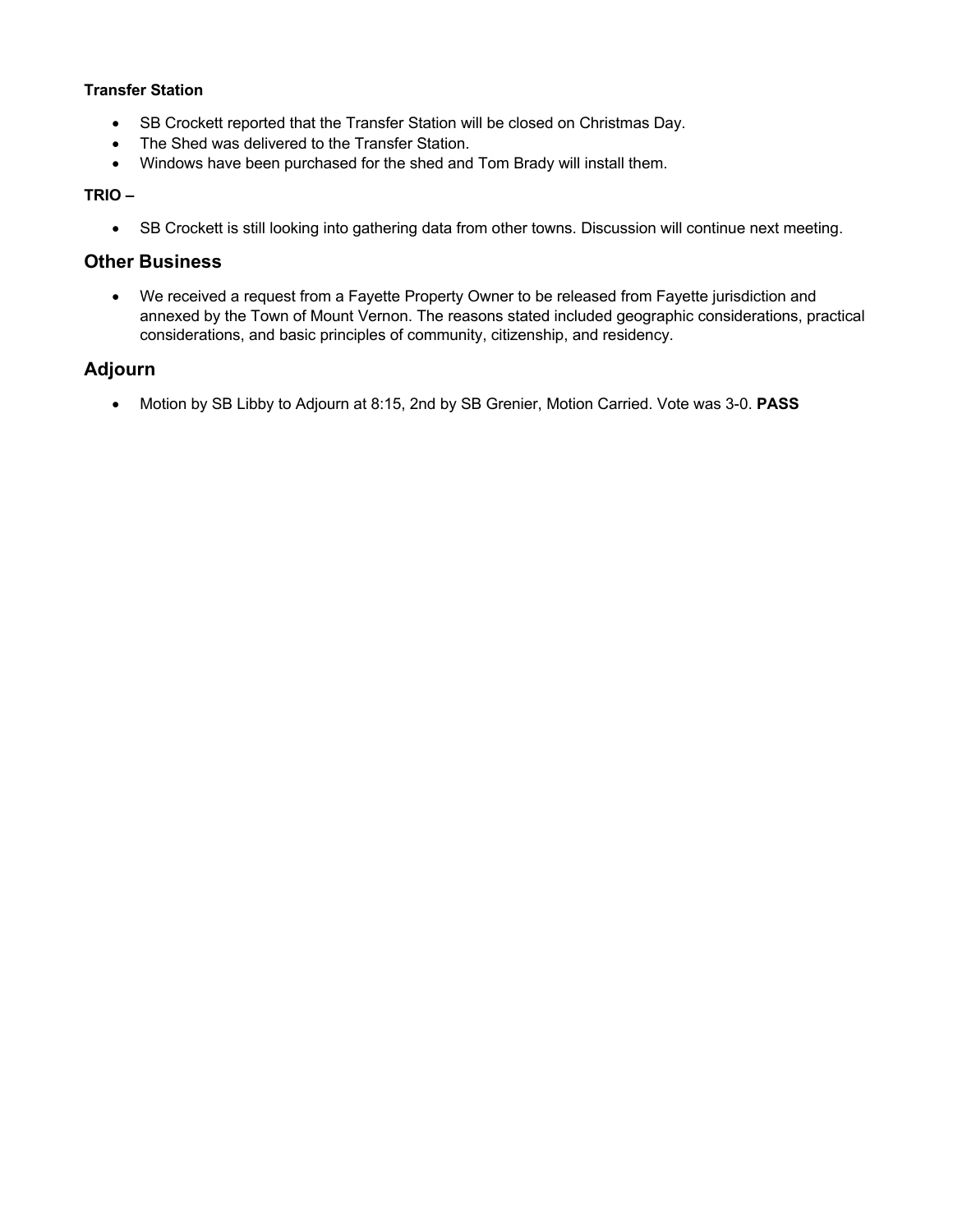**Transfer Station**

- SB Crockett reported that the Transfer Station will be closed on Christmas Day.
- The Shed was delivered to the Transfer Station.
- Windows have been purchased for the shed and Tom Brady will install them.

**TRIO –**

- SB Crockett is still looking into gathering data from other towns. Discussion will continue next meeting.

## Other Business

- We received a request from a Fayette Property Owner to be released from Fayette jurisdiction and annexed by the Town of Mount Vernon. The reasons stated included geographic considerations, practical considerations, and basic principles of community, citizenship, and residency.

## Adjourn

- Motion by SB Libby to Adjourn at 8:15, 2nd by SB Grenier, Motion Carried. Vote was 3-0. **PASS**